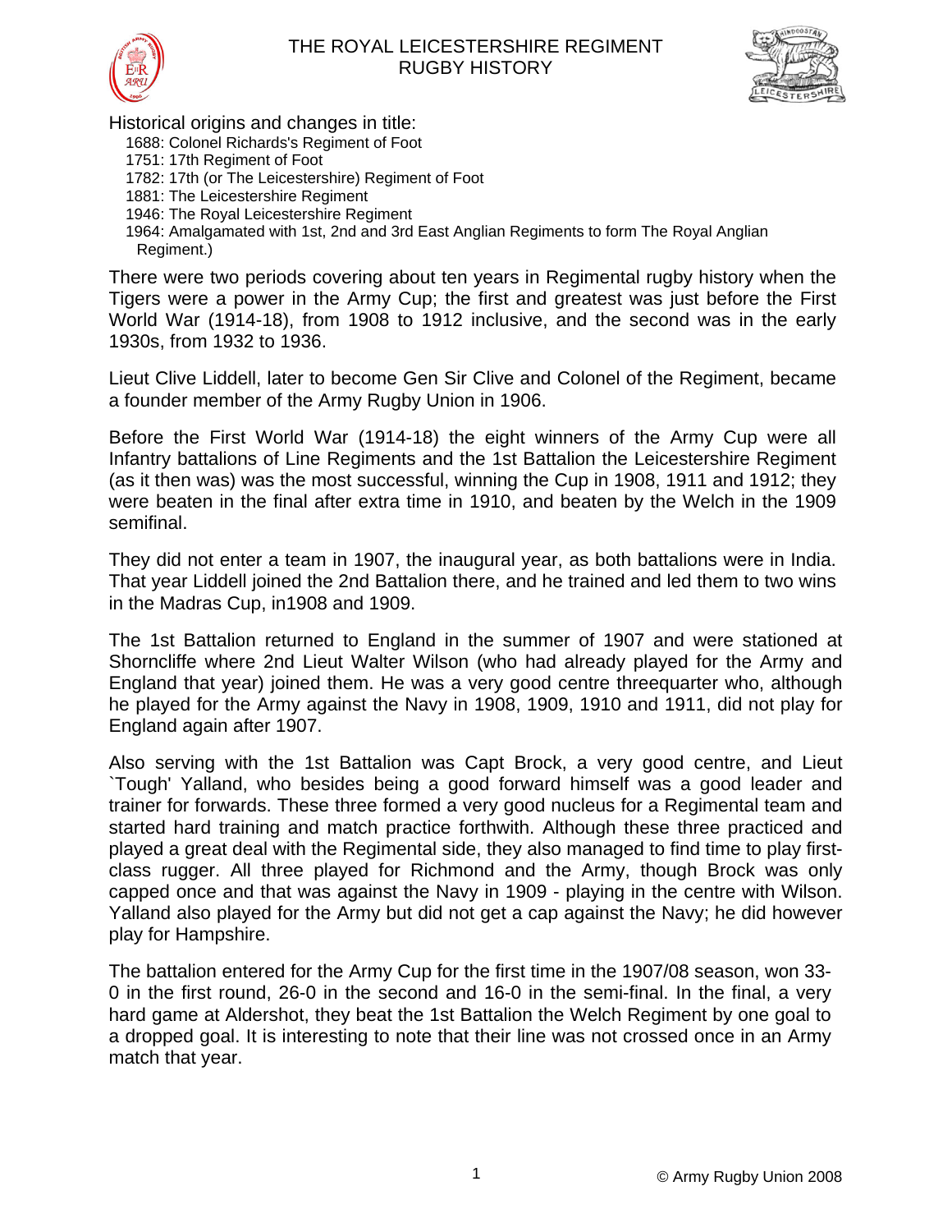# THE ROYAL LEICESTERSHIRE REGIMENT
## RUGBY HISTORY

Historical origins and changes in title:

- 1688: Colonel Richards's Regiment of Foot
- 1751: 17th Regiment of Foot
- 1782: 17th (or The Leicestershire) Regiment of Foot
- 1881: The Leicestershire Regiment
- 1946: The Royal Leicestershire Regiment
- 1964: Amalgamated with 1st, 2nd and 3rd East Anglian Regiments to form The Royal Anglian Regiment.)

There were two periods covering about ten years in Regimental rugby history when the Tigers were a power in the Army Cup; the first and greatest was just before the First World War (1914-18), from 1908 to 1912 inclusive, and the second was in the early 1930s, from 1932 to 1936.

Lieut Clive Liddell, later to become Gen Sir Clive and Colonel of the Regiment, became a founder member of the Army Rugby Union in 1906.

Before the First World War (1914-18) the eight winners of the Army Cup were all Infantry battalions of Line Regiments and the 1st Battalion the Leicestershire Regiment (as it then was) was the most successful, winning the Cup in 1908, 1911 and 1912; they were beaten in the final after extra time in 1910, and beaten by the Welch in the 1909 semifinal.

They did not enter a team in 1907, the inaugural year, as both battalions were in India. That year Liddell joined the 2nd Battalion there, and he trained and led them to two wins in the Madras Cup, in1908 and 1909.

The 1st Battalion returned to England in the summer of 1907 and were stationed at Shorncliffe where 2nd Lieut Walter Wilson (who had already played for the Army and England that year) joined them. He was a very good centre threequarter who, although he played for the Army against the Navy in 1908, 1909, 1910 and 1911, did not play for England again after 1907.

Also serving with the 1st Battalion was Capt Brock, a very good centre, and Lieut `Tough' Yalland, who besides being a good forward himself was a good leader and trainer for forwards. These three formed a very good nucleus for a Regimental team and started hard training and match practice forthwith. Although these three practiced and played a great deal with the Regimental side, they also managed to find time to play first-class rugger. All three played for Richmond and the Army, though Brock was only capped once and that was against the Navy in 1909 - playing in the centre with Wilson. Yalland also played for the Army but did not get a cap against the Navy; he did however play for Hampshire.

The battalion entered for the Army Cup for the first time in the 1907/08 season, won 33-0 in the first round, 26-0 in the second and 16-0 in the semi-final. In the final, a very hard game at Aldershot, they beat the 1st Battalion the Welch Regiment by one goal to a dropped goal. It is interesting to note that their line was not crossed once in an Army match that year.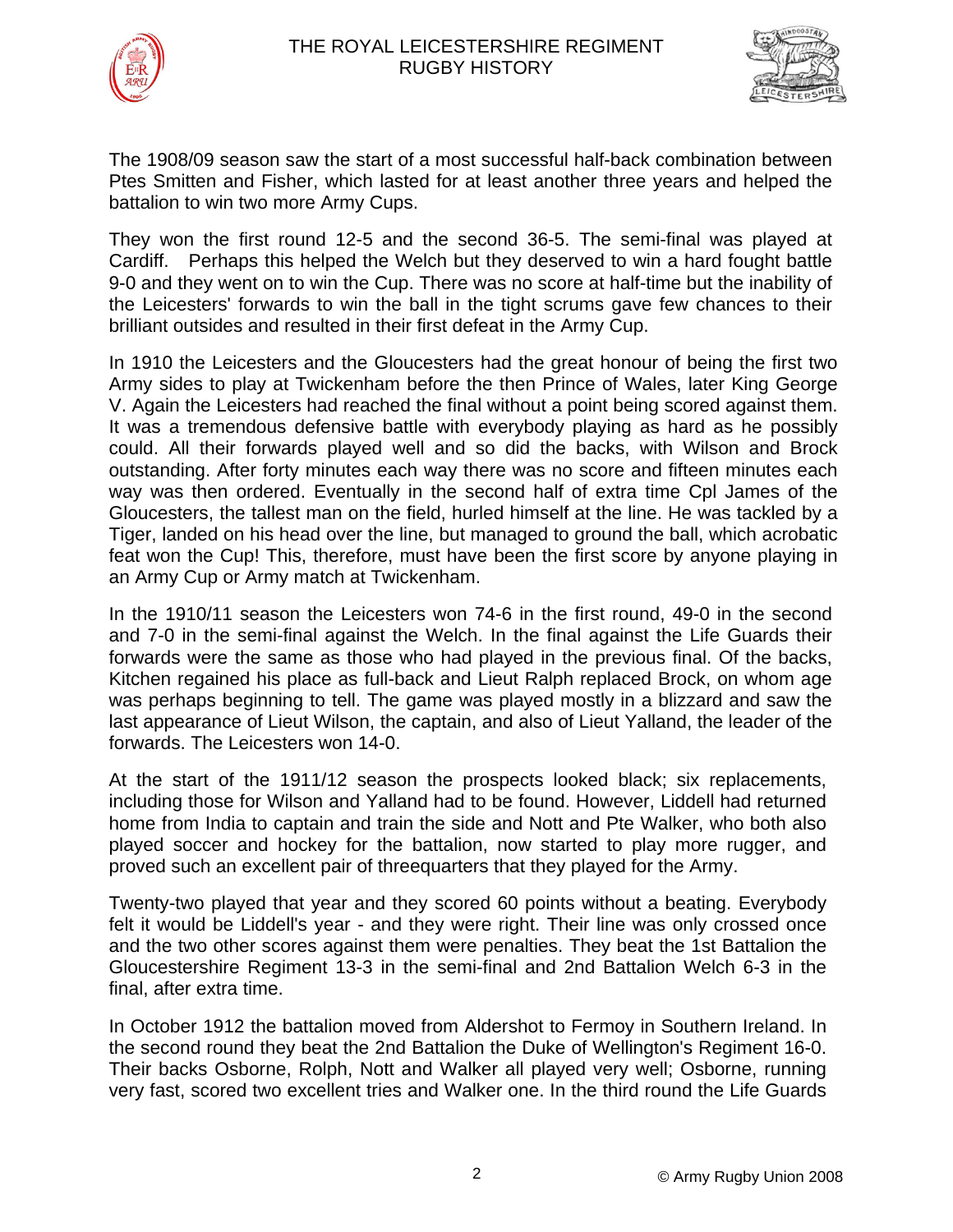The 1908/09 season saw the start of a most successful half-back combination between Ptes Smitten and Fisher, which lasted for at least another three years and helped the battalion to win two more Army Cups.

They won the first round 12-5 and the second 36-5. The semi-final was played at Cardiff. Perhaps this helped the Welch but they deserved to win a hard fought battle 9-0 and they went on to win the Cup. There was no score at half-time but the inability of the Leicesters' forwards to win the ball in the tight scrums gave few chances to their brilliant outsides and resulted in their first defeat in the Army Cup.

In 1910 the Leicesters and the Gloucesters had the great honour of being the first two Army sides to play at Twickenham before the then Prince of Wales, later King George V. Again the Leicesters had reached the final without a point being scored against them. It was a tremendous defensive battle with everybody playing as hard as he possibly could. All their forwards played well and so did the backs, with Wilson and Brock outstanding. After forty minutes each way there was no score and fifteen minutes each way was then ordered. Eventually in the second half of extra time Cpl James of the Gloucesters, the tallest man on the field, hurled himself at the line. He was tackled by a Tiger, landed on his head over the line, but managed to ground the ball, which acrobatic feat won the Cup! This, therefore, must have been the first score by anyone playing in an Army Cup or Army match at Twickenham.

In the 1910/11 season the Leicesters won 74-6 in the first round, 49-0 in the second and 7-0 in the semi-final against the Welch. In the final against the Life Guards their forwards were the same as those who had played in the previous final. Of the backs, Kitchen regained his place as full-back and Lieut Ralph replaced Brock, on whom age was perhaps beginning to tell. The game was played mostly in a blizzard and saw the last appearance of Lieut Wilson, the captain, and also of Lieut Yalland, the leader of the forwards. The Leicesters won 14-0.

At the start of the 1911/12 season the prospects looked black; six replacements, including those for Wilson and Yalland had to be found. However, Liddell had returned home from India to captain and train the side and Nott and Pte Walker, who both also played soccer and hockey for the battalion, now started to play more rugger, and proved such an excellent pair of threequarters that they played for the Army.

Twenty-two played that year and they scored 60 points without a beating. Everybody felt it would be Liddell's year - and they were right. Their line was only crossed once and the two other scores against them were penalties. They beat the 1st Battalion the Gloucestershire Regiment 13-3 in the semi-final and 2nd Battalion Welch 6-3 in the final, after extra time.

In October 1912 the battalion moved from Aldershot to Fermoy in Southern Ireland. In the second round they beat the 2nd Battalion the Duke of Wellington's Regiment 16-0. Their backs Osborne, Rolph, Nott and Walker all played very well; Osborne, running very fast, scored two excellent tries and Walker one. In the third round the Life Guards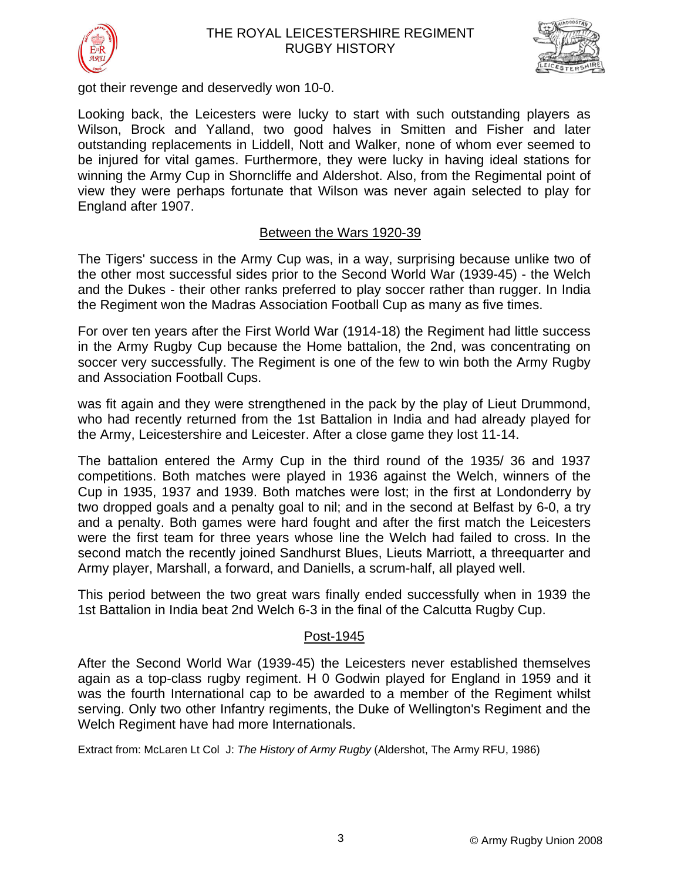got their revenge and deservedly won 10-0.

Looking back, the Leicesters were lucky to start with such outstanding players as Wilson, Brock and Yalland, two good halves in Smitten and Fisher and later outstanding replacements in Liddell, Nott and Walker, none of whom ever seemed to be injured for vital games. Furthermore, they were lucky in having ideal stations for winning the Army Cup in Shorncliffe and Aldershot. Also, from the Regimental point of view they were perhaps fortunate that Wilson was never again selected to play for England after 1907.

## Between the Wars 1920-39

The Tigers' success in the Army Cup was, in a way, surprising because unlike two of the other most successful sides prior to the Second World War (1939-45) - the Welch and the Dukes - their other ranks preferred to play soccer rather than rugger. In India the Regiment won the Madras Association Football Cup as many as five times.

For over ten years after the First World War (1914-18) the Regiment had little success in the Army Rugby Cup because the Home battalion, the 2nd, was concentrating on soccer very successfully. The Regiment is one of the few to win both the Army Rugby and Association Football Cups.

was fit again and they were strengthened in the pack by the play of Lieut Drummond, who had recently returned from the 1st Battalion in India and had already played for the Army, Leicestershire and Leicester. After a close game they lost 11-14.

The battalion entered the Army Cup in the third round of the 1935/ 36 and 1937 competitions. Both matches were played in 1936 against the Welch, winners of the Cup in 1935, 1937 and 1939. Both matches were lost; in the first at Londonderry by two dropped goals and a penalty goal to nil; and in the second at Belfast by 6-0, a try and a penalty. Both games were hard fought and after the first match the Leicesters were the first team for three years whose line the Welch had failed to cross. In the second match the recently joined Sandhurst Blues, Lieuts Marriott, a threequarter and Army player, Marshall, a forward, and Daniells, a scrum-half, all played well.

This period between the two great wars finally ended successfully when in 1939 the 1st Battalion in India beat 2nd Welch 6-3 in the final of the Calcutta Rugby Cup.

## Post-1945

After the Second World War (1939-45) the Leicesters never established themselves again as a top-class rugby regiment. H 0 Godwin played for England in 1959 and it was the fourth International cap to be awarded to a member of the Regiment whilst serving. Only two other Infantry regiments, the Duke of Wellington's Regiment and the Welch Regiment have had more Internationals.

Extract from: McLaren Lt Col J: *The History of Army Rugby* (Aldershot, The Army RFU, 1986)